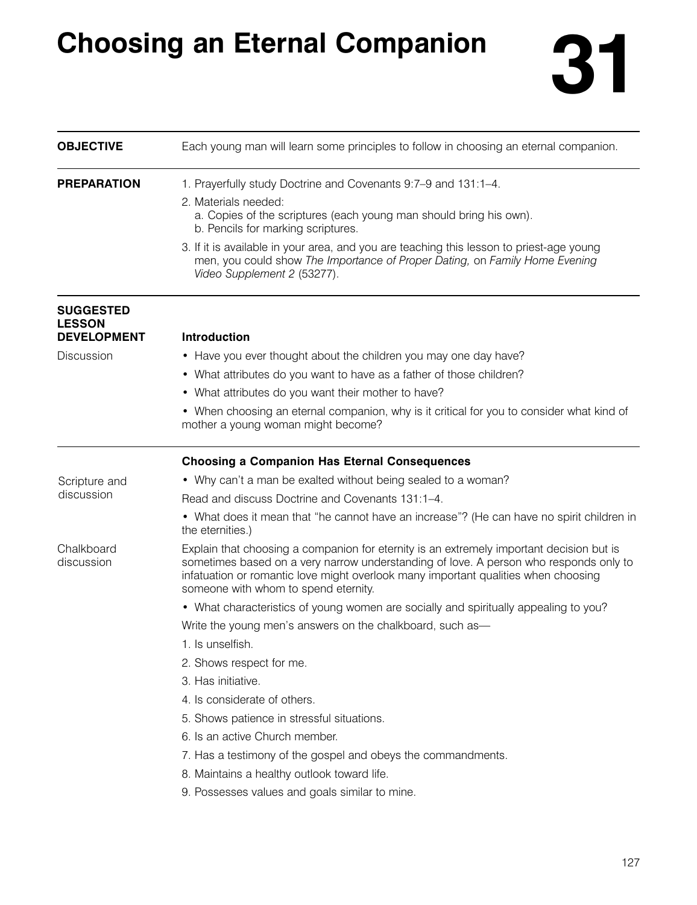# Choosing an Eternal Companion

# 31

**OBJECTIVE**

Each young man will learn some principles to follow in choosing an eternal companion.

**PREPARATION**

1. Prayerfully study Doctrine and Covenants 9:7–9 and 131:1–4.
2. Materials needed:
   a. Copies of the scriptures (each young man should bring his own).
   b. Pencils for marking scriptures.
3. If it is available in your area, and you are teaching this lesson to priest-age young men, you could show *The Importance of Proper Dating,* on *Family Home Evening Video Supplement 2* (53277).

**SUGGESTED LESSON DEVELOPMENT**

### Introduction

Discussion

- Have you ever thought about the children you may one day have?
- What attributes do you want to have as a father of those children?
- What attributes do you want their mother to have?
- When choosing an eternal companion, why is it critical for you to consider what kind of mother a young woman might become?

### Choosing a Companion Has Eternal Consequences

Scripture and discussion

- Why can't a man be exalted without being sealed to a woman?

Read and discuss Doctrine and Covenants 131:1–4.

- What does it mean that "he cannot have an increase"? (He can have no spirit children in the eternities.)

Chalkboard discussion

Explain that choosing a companion for eternity is an extremely important decision but is sometimes based on a very narrow understanding of love. A person who responds only to infatuation or romantic love might overlook many important qualities when choosing someone with whom to spend eternity.

- What characteristics of young women are socially and spiritually appealing to you?

Write the young men's answers on the chalkboard, such as—

1. Is unselfish.
2. Shows respect for me.
3. Has initiative.
4. Is considerate of others.
5. Shows patience in stressful situations.
6. Is an active Church member.
7. Has a testimony of the gospel and obeys the commandments.
8. Maintains a healthy outlook toward life.
9. Possesses values and goals similar to mine.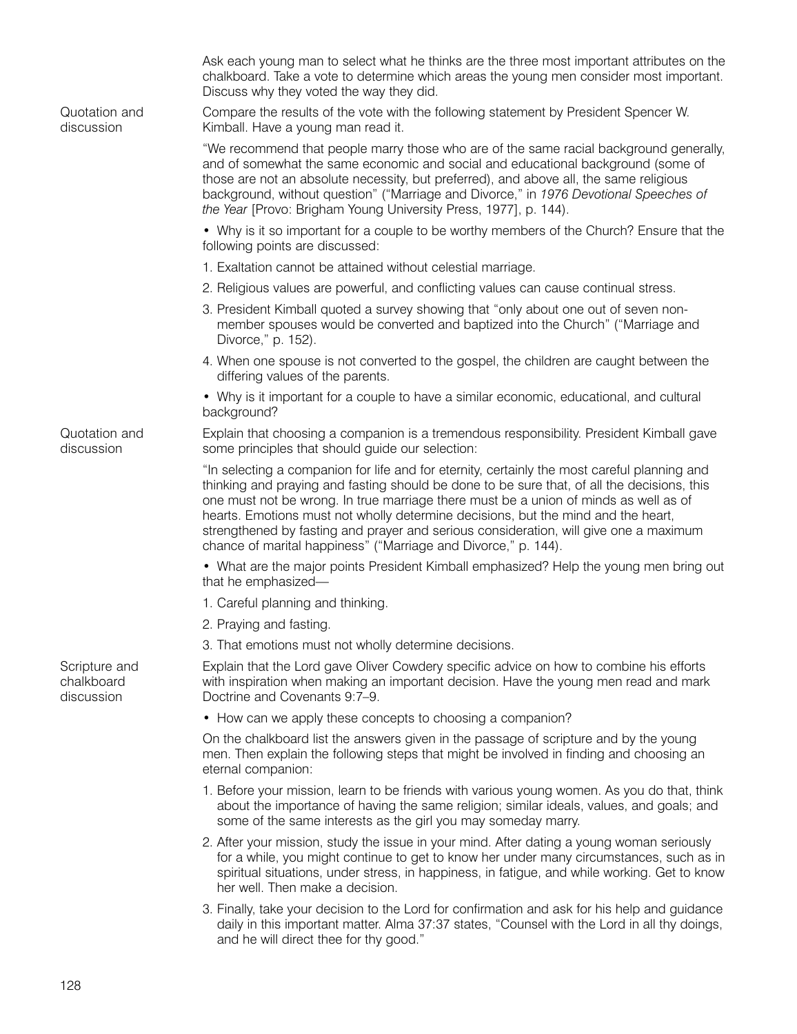Ask each young man to select what he thinks are the three most important attributes on the chalkboard. Take a vote to determine which areas the young men consider most important. Discuss why they voted the way they did.

**Quotation and discussion**

Compare the results of the vote with the following statement by President Spencer W. Kimball. Have a young man read it.

"We recommend that people marry those who are of the same racial background generally, and of somewhat the same economic and social and educational background (some of those are not an absolute necessity, but preferred), and above all, the same religious background, without question" ("Marriage and Divorce," in *1976 Devotional Speeches of the Year* [Provo: Brigham Young University Press, 1977], p. 144).

- Why is it so important for a couple to be worthy members of the Church? Ensure that the following points are discussed:

1. Exaltation cannot be attained without celestial marriage.
2. Religious values are powerful, and conflicting values can cause continual stress.
3. President Kimball quoted a survey showing that "only about one out of seven non-member spouses would be converted and baptized into the Church" ("Marriage and Divorce," p. 152).
4. When one spouse is not converted to the gospel, the children are caught between the differing values of the parents.

- Why is it important for a couple to have a similar economic, educational, and cultural background?

**Quotation and discussion**

Explain that choosing a companion is a tremendous responsibility. President Kimball gave some principles that should guide our selection:

"In selecting a companion for life and for eternity, certainly the most careful planning and thinking and praying and fasting should be done to be sure that, of all the decisions, this one must not be wrong. In true marriage there must be a union of minds as well as of hearts. Emotions must not wholly determine decisions, but the mind and the heart, strengthened by fasting and prayer and serious consideration, will give one a maximum chance of marital happiness" ("Marriage and Divorce," p. 144).

- What are the major points President Kimball emphasized? Help the young men bring out that he emphasized—

1. Careful planning and thinking.
2. Praying and fasting.
3. That emotions must not wholly determine decisions.

**Scripture and chalkboard discussion**

Explain that the Lord gave Oliver Cowdery specific advice on how to combine his efforts with inspiration when making an important decision. Have the young men read and mark Doctrine and Covenants 9:7–9.

- How can we apply these concepts to choosing a companion?

On the chalkboard list the answers given in the passage of scripture and by the young men. Then explain the following steps that might be involved in finding and choosing an eternal companion:

1. Before your mission, learn to be friends with various young women. As you do that, think about the importance of having the same religion; similar ideals, values, and goals; and some of the same interests as the girl you may someday marry.
2. After your mission, study the issue in your mind. After dating a young woman seriously for a while, you might continue to get to know her under many circumstances, such as in spiritual situations, under stress, in happiness, in fatigue, and while working. Get to know her well. Then make a decision.
3. Finally, take your decision to the Lord for confirmation and ask for his help and guidance daily in this important matter. Alma 37:37 states, "Counsel with the Lord in all thy doings, and he will direct thee for thy good."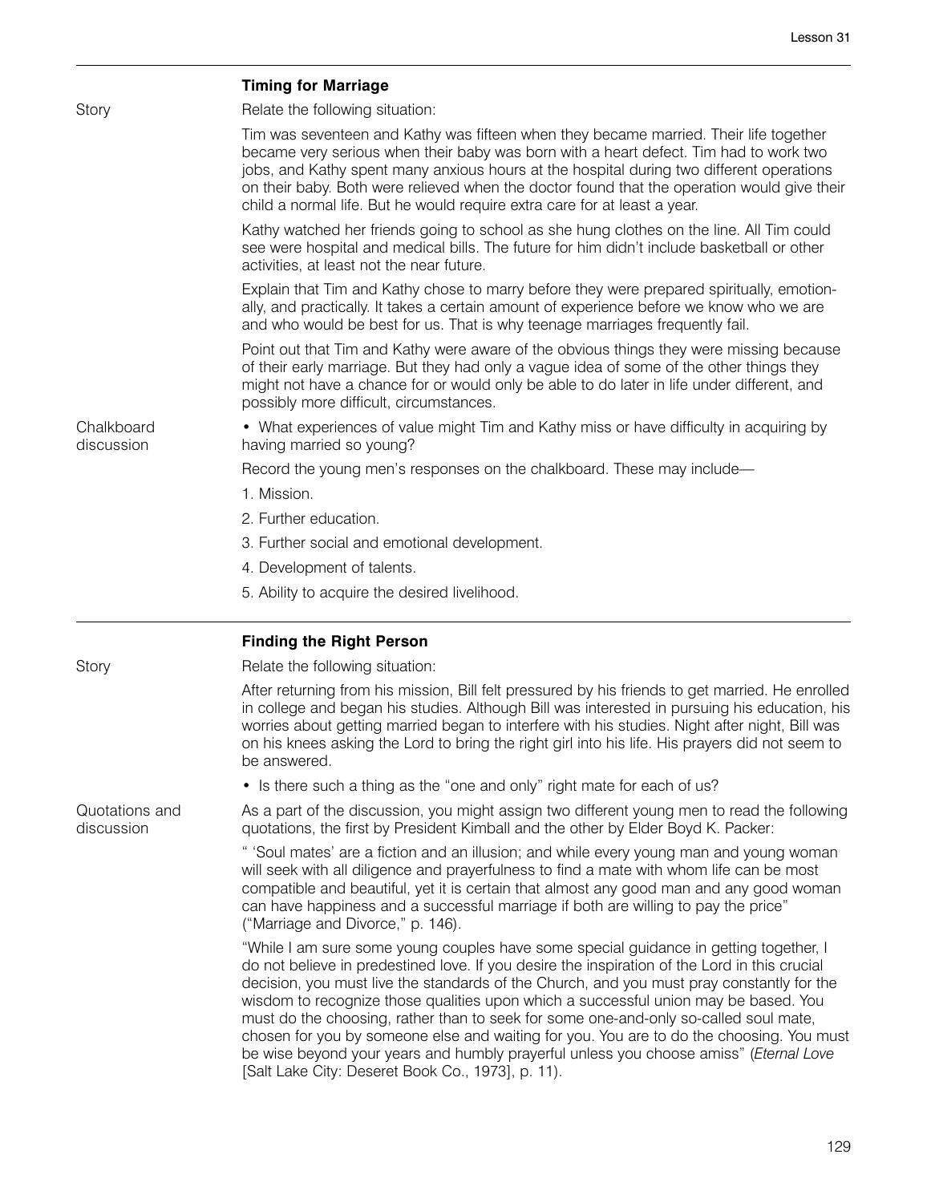### Timing for Marriage

Story

Relate the following situation:

Tim was seventeen and Kathy was fifteen when they became married. Their life together became very serious when their baby was born with a heart defect. Tim had to work two jobs, and Kathy spent many anxious hours at the hospital during two different operations on their baby. Both were relieved when the doctor found that the operation would give their child a normal life. But he would require extra care for at least a year.

Kathy watched her friends going to school as she hung clothes on the line. All Tim could see were hospital and medical bills. The future for him didn't include basketball or other activities, at least not the near future.

Explain that Tim and Kathy chose to marry before they were prepared spiritually, emotionally, and practically. It takes a certain amount of experience before we know who we are and who would be best for us. That is why teenage marriages frequently fail.

Point out that Tim and Kathy were aware of the obvious things they were missing because of their early marriage. But they had only a vague idea of some of the other things they might not have a chance for or would only be able to do later in life under different, and possibly more difficult, circumstances.

Chalkboard discussion

- What experiences of value might Tim and Kathy miss or have difficulty in acquiring by having married so young?

Record the young men's responses on the chalkboard. These may include—

1. Mission.
2. Further education.
3. Further social and emotional development.
4. Development of talents.
5. Ability to acquire the desired livelihood.

---

### Finding the Right Person

Story

Relate the following situation:

After returning from his mission, Bill felt pressured by his friends to get married. He enrolled in college and began his studies. Although Bill was interested in pursuing his education, his worries about getting married began to interfere with his studies. Night after night, Bill was on his knees asking the Lord to bring the right girl into his life. His prayers did not seem to be answered.

- Is there such a thing as the "one and only" right mate for each of us?

Quotations and discussion

As a part of the discussion, you might assign two different young men to read the following quotations, the first by President Kimball and the other by Elder Boyd K. Packer:

" 'Soul mates' are a fiction and an illusion; and while every young man and young woman will seek with all diligence and prayerfulness to find a mate with whom life can be most compatible and beautiful, yet it is certain that almost any good man and any good woman can have happiness and a successful marriage if both are willing to pay the price" ("Marriage and Divorce," p. 146).

"While I am sure some young couples have some special guidance in getting together, I do not believe in predestined love. If you desire the inspiration of the Lord in this crucial decision, you must live the standards of the Church, and you must pray constantly for the wisdom to recognize those qualities upon which a successful union may be based. You must do the choosing, rather than to seek for some one-and-only so-called soul mate, chosen for you by someone else and waiting for you. You are to do the choosing. You must be wise beyond your years and humbly prayerful unless you choose amiss" (*Eternal Love* [Salt Lake City: Deseret Book Co., 1973], p. 11).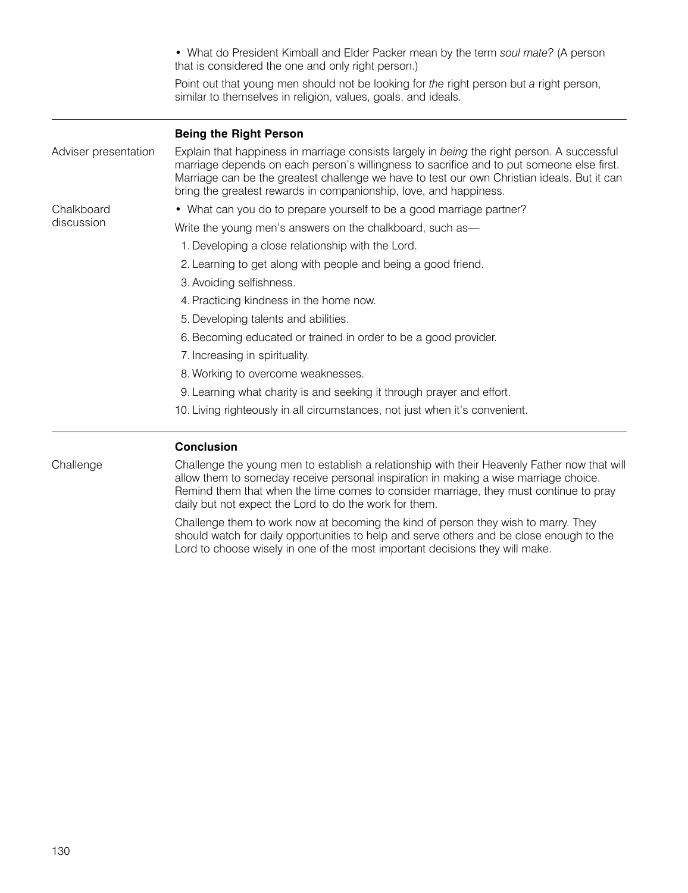- What do President Kimball and Elder Packer mean by the term *soul mate?* (A person that is considered the one and only right person.)

Point out that young men should not be looking for *the* right person but *a* right person, similar to themselves in religion, values, goals, and ideals.

### Being the Right Person

Adviser presentation

Explain that happiness in marriage consists largely in *being* the right person. A successful marriage depends on each person's willingness to sacrifice and to put someone else first. Marriage can be the greatest challenge we have to test our own Christian ideals. But it can bring the greatest rewards in companionship, love, and happiness.

Chalkboard discussion

- What can you do to prepare yourself to be a good marriage partner?

Write the young men's answers on the chalkboard, such as—

1. Developing a close relationship with the Lord.
2. Learning to get along with people and being a good friend.
3. Avoiding selfishness.
4. Practicing kindness in the home now.
5. Developing talents and abilities.
6. Becoming educated or trained in order to be a good provider.
7. Increasing in spirituality.
8. Working to overcome weaknesses.
9. Learning what charity is and seeking it through prayer and effort.
10. Living righteously in all circumstances, not just when it's convenient.

### Conclusion

Challenge

Challenge the young men to establish a relationship with their Heavenly Father now that will allow them to someday receive personal inspiration in making a wise marriage choice. Remind them that when the time comes to consider marriage, they must continue to pray daily but not expect the Lord to do the work for them.

Challenge them to work now at becoming the kind of person they wish to marry. They should watch for daily opportunities to help and serve others and be close enough to the Lord to choose wisely in one of the most important decisions they will make.